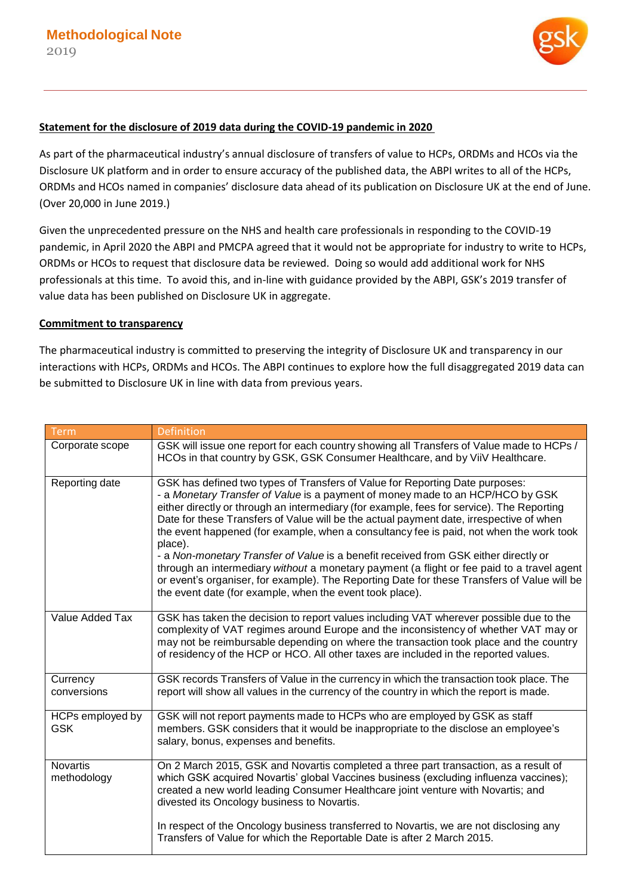# Methodological Note

2019

**Statement for the disclosure of 2019 data during the COVID-19 pandemic in 2020**

As part of the pharmaceutical industry's annual disclosure of transfers of value to HCPs, ORDMs and HCOs via the Disclosure UK platform and in order to ensure accuracy of the published data, the ABPI writes to all of the HCPs, ORDMs and HCOs named in companies' disclosure data ahead of its publication on Disclosure UK at the end of June. (Over 20,000 in June 2019.)

Given the unprecedented pressure on the NHS and health care professionals in responding to the COVID-19 pandemic, in April 2020 the ABPI and PMCPA agreed that it would not be appropriate for industry to write to HCPs, ORDMs or HCOs to request that disclosure data be reviewed. Doing so would add additional work for NHS professionals at this time. To avoid this, and in-line with guidance provided by the ABPI, GSK's 2019 transfer of value data has been published on Disclosure UK in aggregate.

**Commitment to transparency**

The pharmaceutical industry is committed to preserving the integrity of Disclosure UK and transparency in our interactions with HCPs, ORDMs and HCOs. The ABPI continues to explore how the full disaggregated 2019 data can be submitted to Disclosure UK in line with data from previous years.

| Term | Definition |
|---|---|
| Corporate scope | GSK will issue one report for each country showing all Transfers of Value made to HCPs / HCOs in that country by GSK, GSK Consumer Healthcare, and by ViiV Healthcare. |
| Reporting date | GSK has defined two types of Transfers of Value for Reporting Date purposes:<br>- a *Monetary Transfer of Value* is a payment of money made to an HCP/HCO by GSK either directly or through an intermediary (for example, fees for service). The Reporting Date for these Transfers of Value will be the actual payment date, irrespective of when the event happened (for example, when a consultancy fee is paid, not when the work took place).<br>- a *Non-monetary Transfer of Value* is a benefit received from GSK either directly or through an intermediary *without* a monetary payment (a flight or fee paid to a travel agent or event's organiser, for example). The Reporting Date for these Transfers of Value will be the event date (for example, when the event took place). |
| Value Added Tax | GSK has taken the decision to report values including VAT wherever possible due to the complexity of VAT regimes around Europe and the inconsistency of whether VAT may or may not be reimbursable depending on where the transaction took place and the country of residency of the HCP or HCO. All other taxes are included in the reported values. |
| Currency conversions | GSK records Transfers of Value in the currency in which the transaction took place. The report will show all values in the currency of the country in which the report is made. |
| HCPs employed by GSK | GSK will not report payments made to HCPs who are employed by GSK as staff members. GSK considers that it would be inappropriate to the disclose an employee's salary, bonus, expenses and benefits. |
| Novartis methodology | On 2 March 2015, GSK and Novartis completed a three part transaction, as a result of which GSK acquired Novartis' global Vaccines business (excluding influenza vaccines); created a new world leading Consumer Healthcare joint venture with Novartis; and divested its Oncology business to Novartis.<br><br>In respect of the Oncology business transferred to Novartis, we are not disclosing any Transfers of Value for which the Reportable Date is after 2 March 2015. |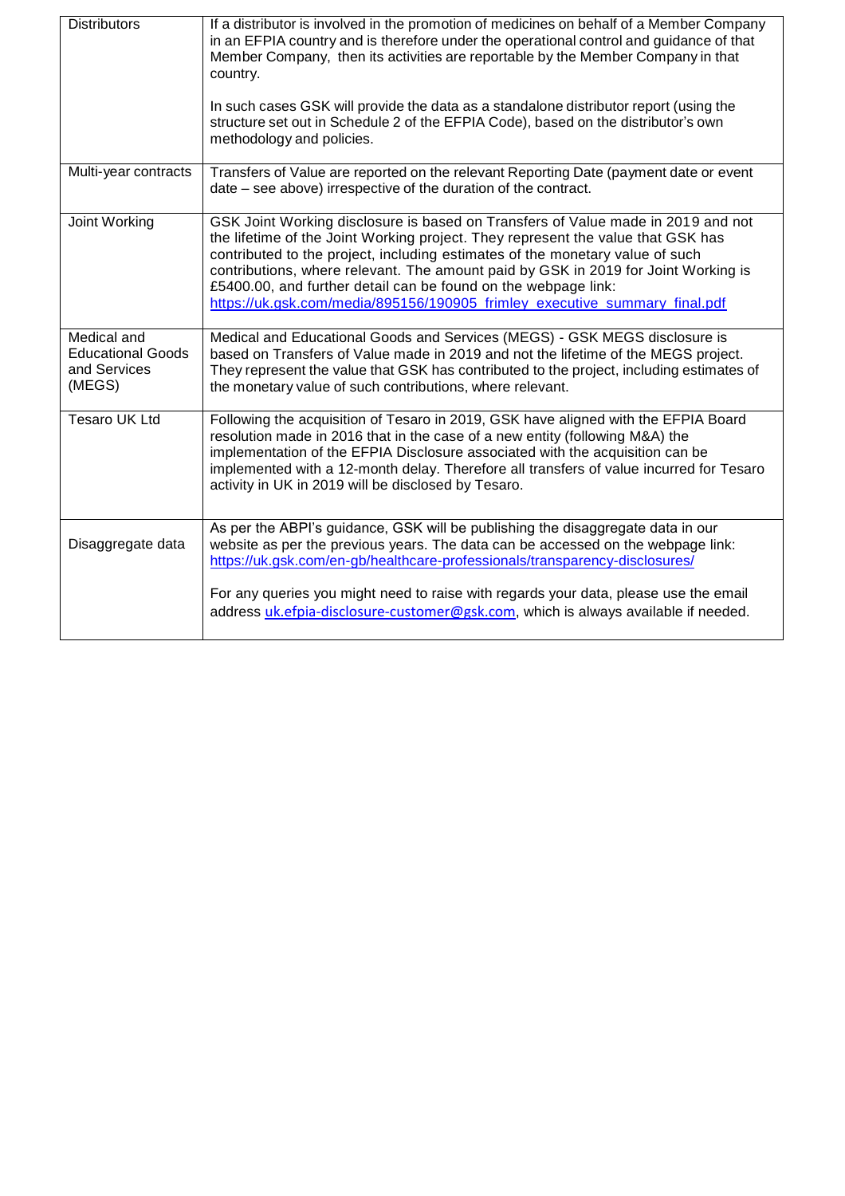| | |
|---|---|
| Distributors | If a distributor is involved in the promotion of medicines on behalf of a Member Company in an EFPIA country and is therefore under the operational control and guidance of that Member Company, then its activities are reportable by the Member Company in that country.<br><br>In such cases GSK will provide the data as a standalone distributor report (using the structure set out in Schedule 2 of the EFPIA Code), based on the distributor's own methodology and policies. |
| Multi-year contracts | Transfers of Value are reported on the relevant Reporting Date (payment date or event date – see above) irrespective of the duration of the contract. |
| Joint Working | GSK Joint Working disclosure is based on Transfers of Value made in 2019 and not the lifetime of the Joint Working project. They represent the value that GSK has contributed to the project, including estimates of the monetary value of such contributions, where relevant. The amount paid by GSK in 2019 for Joint Working is £5400.00, and further detail can be found on the webpage link: https://uk.gsk.com/media/895156/190905_frimley_executive_summary_final.pdf |
| Medical and Educational Goods and Services (MEGS) | Medical and Educational Goods and Services (MEGS) - GSK MEGS disclosure is based on Transfers of Value made in 2019 and not the lifetime of the MEGS project. They represent the value that GSK has contributed to the project, including estimates of the monetary value of such contributions, where relevant. |
| Tesaro UK Ltd | Following the acquisition of Tesaro in 2019, GSK have aligned with the EFPIA Board resolution made in 2016 that in the case of a new entity (following M&A) the implementation of the EFPIA Disclosure associated with the acquisition can be implemented with a 12-month delay. Therefore all transfers of value incurred for Tesaro activity in UK in 2019 will be disclosed by Tesaro. |
| Disaggregate data | As per the ABPI's guidance, GSK will be publishing the disaggregate data in our website as per the previous years. The data can be accessed on the webpage link: https://uk.gsk.com/en-gb/healthcare-professionals/transparency-disclosures/<br><br>For any queries you might need to raise with regards your data, please use the email address uk.efpia-disclosure-customer@gsk.com, which is always available if needed. |